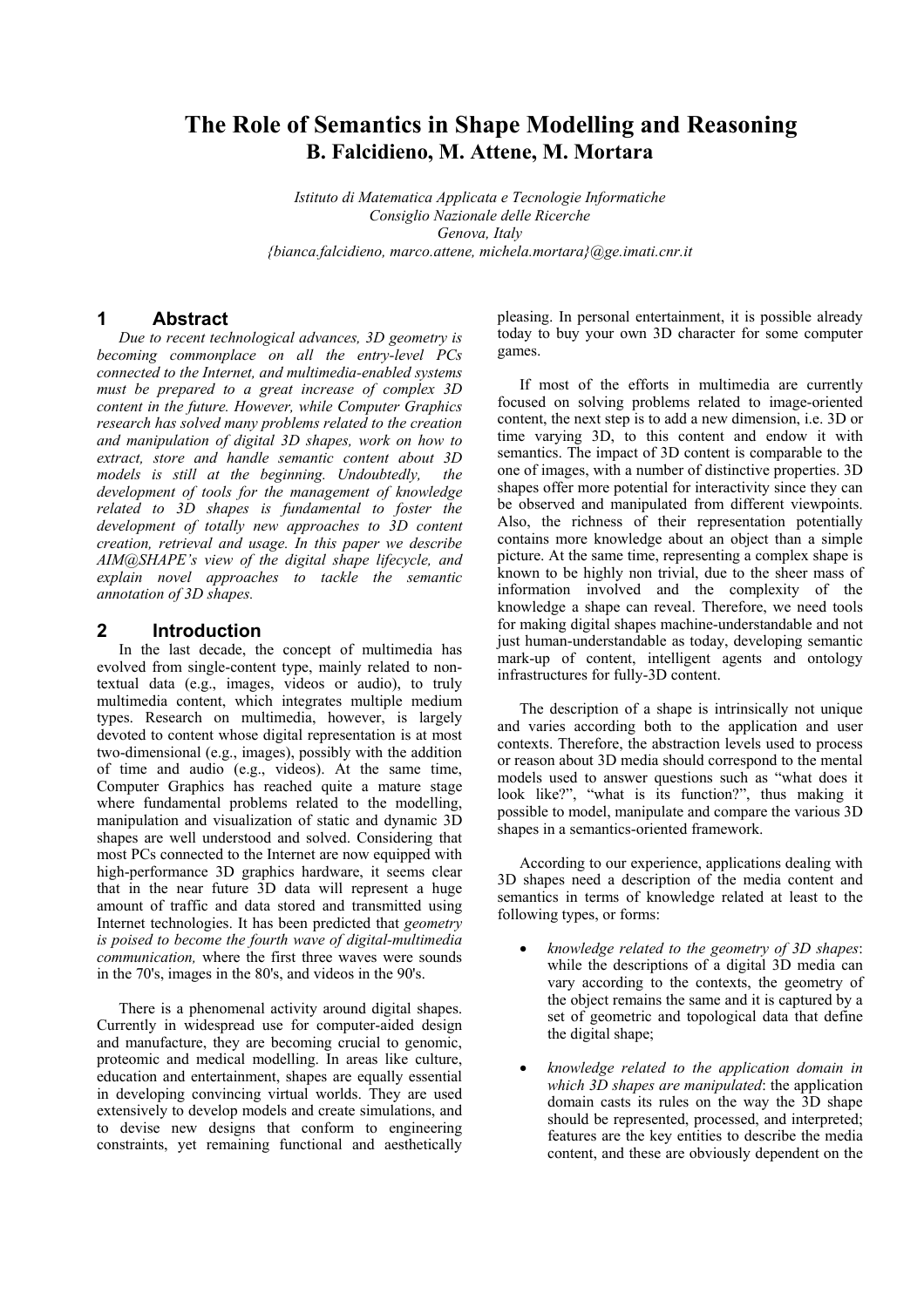# The Role of Semantics in Shape Modelling and Reasoning

**B. Falcidieno, M. Attene, M. Mortara**

*Istituto di Matematica Applicata e Tecnologie Informatiche*
*Consiglio Nazionale delle Ricerche*
*Genova, Italy*
*{bianca.falcidieno, marco.attene, michela.mortara}@ge.imati.cnr.it*

## 1 Abstract

*Due to recent technological advances, 3D geometry is becoming commonplace on all the entry-level PCs connected to the Internet, and multimedia-enabled systems must be prepared to a great increase of complex 3D content in the future. However, while Computer Graphics research has solved many problems related to the creation and manipulation of digital 3D shapes, work on how to extract, store and handle semantic content about 3D models is still at the beginning. Undoubtedly, the development of tools for the management of knowledge related to 3D shapes is fundamental to foster the development of totally new approaches to 3D content creation, retrieval and usage. In this paper we describe AIM@SHAPE's view of the digital shape lifecycle, and explain novel approaches to tackle the semantic annotation of 3D shapes.*

## 2 Introduction

In the last decade, the concept of multimedia has evolved from single-content type, mainly related to non-textual data (e.g., images, videos or audio), to truly multimedia content, which integrates multiple medium types. Research on multimedia, however, is largely devoted to content whose digital representation is at most two-dimensional (e.g., images), possibly with the addition of time and audio (e.g., videos). At the same time, Computer Graphics has reached quite a mature stage where fundamental problems related to the modelling, manipulation and visualization of static and dynamic 3D shapes are well understood and solved. Considering that most PCs connected to the Internet are now equipped with high-performance 3D graphics hardware, it seems clear that in the near future 3D data will represent a huge amount of traffic and data stored and transmitted using Internet technologies. It has been predicted that *geometry is poised to become the fourth wave of digital-multimedia communication,* where the first three waves were sounds in the 70's, images in the 80's, and videos in the 90's.

There is a phenomenal activity around digital shapes. Currently in widespread use for computer-aided design and manufacture, they are becoming crucial to genomic, proteomic and medical modelling. In areas like culture, education and entertainment, shapes are equally essential in developing convincing virtual worlds. They are used extensively to develop models and create simulations, and to devise new designs that conform to engineering constraints, yet remaining functional and aesthetically pleasing. In personal entertainment, it is possible already today to buy your own 3D character for some computer games.

If most of the efforts in multimedia are currently focused on solving problems related to image-oriented content, the next step is to add a new dimension, i.e. 3D or time varying 3D, to this content and endow it with semantics. The impact of 3D content is comparable to the one of images, with a number of distinctive properties. 3D shapes offer more potential for interactivity since they can be observed and manipulated from different viewpoints. Also, the richness of their representation potentially contains more knowledge about an object than a simple picture. At the same time, representing a complex shape is known to be highly non trivial, due to the sheer mass of information involved and the complexity of the knowledge a shape can reveal. Therefore, we need tools for making digital shapes machine-understandable and not just human-understandable as today, developing semantic mark-up of content, intelligent agents and ontology infrastructures for fully-3D content.

The description of a shape is intrinsically not unique and varies according both to the application and user contexts. Therefore, the abstraction levels used to process or reason about 3D media should correspond to the mental models used to answer questions such as "what does it look like?", "what is its function?", thus making it possible to model, manipulate and compare the various 3D shapes in a semantics-oriented framework.

According to our experience, applications dealing with 3D shapes need a description of the media content and semantics in terms of knowledge related at least to the following types, or forms:

- *knowledge related to the geometry of 3D shapes*: while the descriptions of a digital 3D media can vary according to the contexts, the geometry of the object remains the same and it is captured by a set of geometric and topological data that define the digital shape;
- *knowledge related to the application domain in which 3D shapes are manipulated*: the application domain casts its rules on the way the 3D shape should be represented, processed, and interpreted; features are the key entities to describe the media content, and these are obviously dependent on the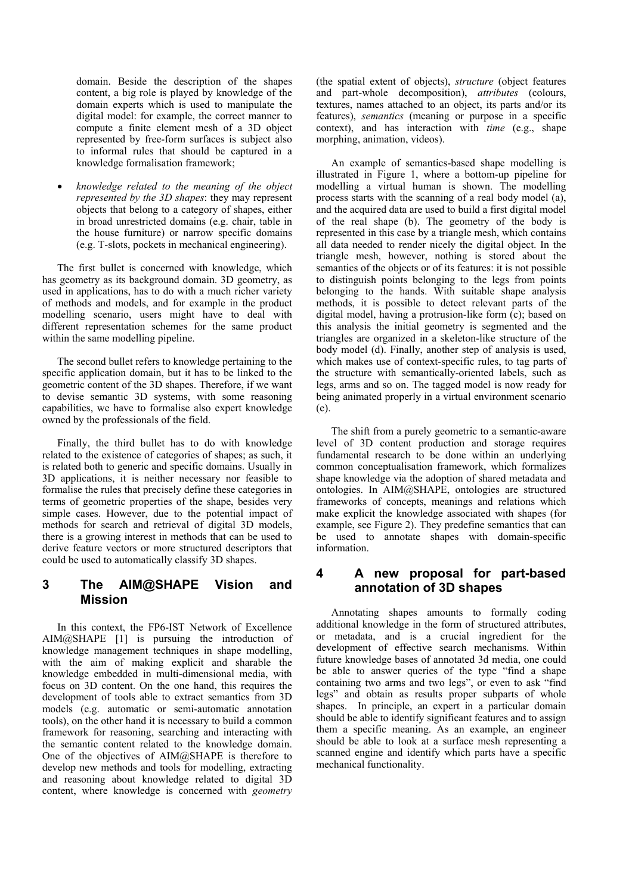domain. Beside the description of the shapes content, a big role is played by knowledge of the domain experts which is used to manipulate the digital model: for example, the correct manner to compute a finite element mesh of a 3D object represented by free-form surfaces is subject also to informal rules that should be captured in a knowledge formalisation framework;

- *knowledge related to the meaning of the object represented by the 3D shapes*: they may represent objects that belong to a category of shapes, either in broad unrestricted domains (e.g. chair, table in the house furniture) or narrow specific domains (e.g. T-slots, pockets in mechanical engineering).

The first bullet is concerned with knowledge, which has geometry as its background domain. 3D geometry, as used in applications, has to do with a much richer variety of methods and models, and for example in the product modelling scenario, users might have to deal with different representation schemes for the same product within the same modelling pipeline.

The second bullet refers to knowledge pertaining to the specific application domain, but it has to be linked to the geometric content of the 3D shapes. Therefore, if we want to devise semantic 3D systems, with some reasoning capabilities, we have to formalise also expert knowledge owned by the professionals of the field.

Finally, the third bullet has to do with knowledge related to the existence of categories of shapes; as such, it is related both to generic and specific domains. Usually in 3D applications, it is neither necessary nor feasible to formalise the rules that precisely define these categories in terms of geometric properties of the shape, besides very simple cases. However, due to the potential impact of methods for search and retrieval of digital 3D models, there is a growing interest in methods that can be used to derive feature vectors or more structured descriptors that could be used to automatically classify 3D shapes.

## 3 The AIM@SHAPE Vision and Mission

In this context, the FP6-IST Network of Excellence AIM@SHAPE [1] is pursuing the introduction of knowledge management techniques in shape modelling, with the aim of making explicit and sharable the knowledge embedded in multi-dimensional media, with focus on 3D content. On the one hand, this requires the development of tools able to extract semantics from 3D models (e.g. automatic or semi-automatic annotation tools), on the other hand it is necessary to build a common framework for reasoning, searching and interacting with the semantic content related to the knowledge domain. One of the objectives of AIM@SHAPE is therefore to develop new methods and tools for modelling, extracting and reasoning about knowledge related to digital 3D content, where knowledge is concerned with *geometry* (the spatial extent of objects), *structure* (object features and part-whole decomposition), *attributes* (colours, textures, names attached to an object, its parts and/or its features), *semantics* (meaning or purpose in a specific context), and has interaction with *time* (e.g., shape morphing, animation, videos).

An example of semantics-based shape modelling is illustrated in Figure 1, where a bottom-up pipeline for modelling a virtual human is shown. The modelling process starts with the scanning of a real body model (a), and the acquired data are used to build a first digital model of the real shape (b). The geometry of the body is represented in this case by a triangle mesh, which contains all data needed to render nicely the digital object. In the triangle mesh, however, nothing is stored about the semantics of the objects or of its features: it is not possible to distinguish points belonging to the legs from points belonging to the hands. With suitable shape analysis methods, it is possible to detect relevant parts of the digital model, having a protrusion-like form (c); based on this analysis the initial geometry is segmented and the triangles are organized in a skeleton-like structure of the body model (d). Finally, another step of analysis is used, which makes use of context-specific rules, to tag parts of the structure with semantically-oriented labels, such as legs, arms and so on. The tagged model is now ready for being animated properly in a virtual environment scenario (e).

The shift from a purely geometric to a semantic-aware level of 3D content production and storage requires fundamental research to be done within an underlying common conceptualisation framework, which formalizes shape knowledge via the adoption of shared metadata and ontologies. In AIM@SHAPE, ontologies are structured frameworks of concepts, meanings and relations which make explicit the knowledge associated with shapes (for example, see Figure 2). They predefine semantics that can be used to annotate shapes with domain-specific information.

## 4 A new proposal for part-based annotation of 3D shapes

Annotating shapes amounts to formally coding additional knowledge in the form of structured attributes, or metadata, and is a crucial ingredient for the development of effective search mechanisms. Within future knowledge bases of annotated 3d media, one could be able to answer queries of the type "find a shape containing two arms and two legs", or even to ask "find legs" and obtain as results proper subparts of whole shapes. In principle, an expert in a particular domain should be able to identify significant features and to assign them a specific meaning. As an example, an engineer should be able to look at a surface mesh representing a scanned engine and identify which parts have a specific mechanical functionality.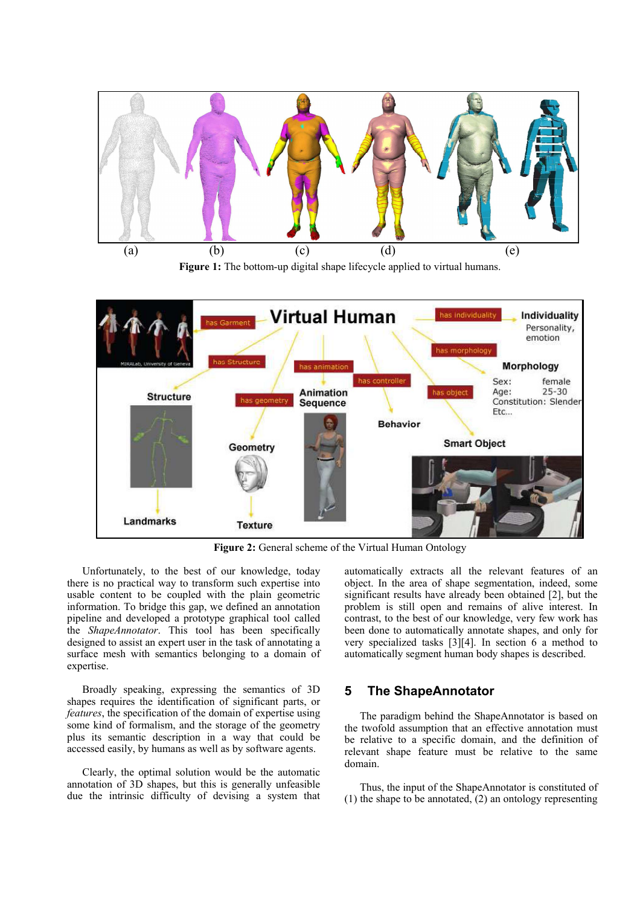Figure 1: The bottom-up digital shape lifecycle applied to virtual humans.

Figure 2: General scheme of the Virtual Human Ontology

Unfortunately, to the best of our knowledge, today there is no practical way to transform such expertise into usable content to be coupled with the plain geometric information. To bridge this gap, we defined an annotation pipeline and developed a prototype graphical tool called the *ShapeAnnotator*. This tool has been specifically designed to assist an expert user in the task of annotating a surface mesh with semantics belonging to a domain of expertise.

Broadly speaking, expressing the semantics of 3D shapes requires the identification of significant parts, or *features*, the specification of the domain of expertise using some kind of formalism, and the storage of the geometry plus its semantic description in a way that could be accessed easily, by humans as well as by software agents.

Clearly, the optimal solution would be the automatic annotation of 3D shapes, but this is generally unfeasible due the intrinsic difficulty of devising a system that automatically extracts all the relevant features of an object. In the area of shape segmentation, indeed, some significant results have already been obtained [2], but the problem is still open and remains of alive interest. In contrast, to the best of our knowledge, very few work has been done to automatically annotate shapes, and only for very specialized tasks [3][4]. In section 6 a method to automatically segment human body shapes is described.

## 5 The ShapeAnnotator

The paradigm behind the ShapeAnnotator is based on the twofold assumption that an effective annotation must be relative to a specific domain, and the definition of relevant shape feature must be relative to the same domain.

Thus, the input of the ShapeAnnotator is constituted of (1) the shape to be annotated, (2) an ontology representing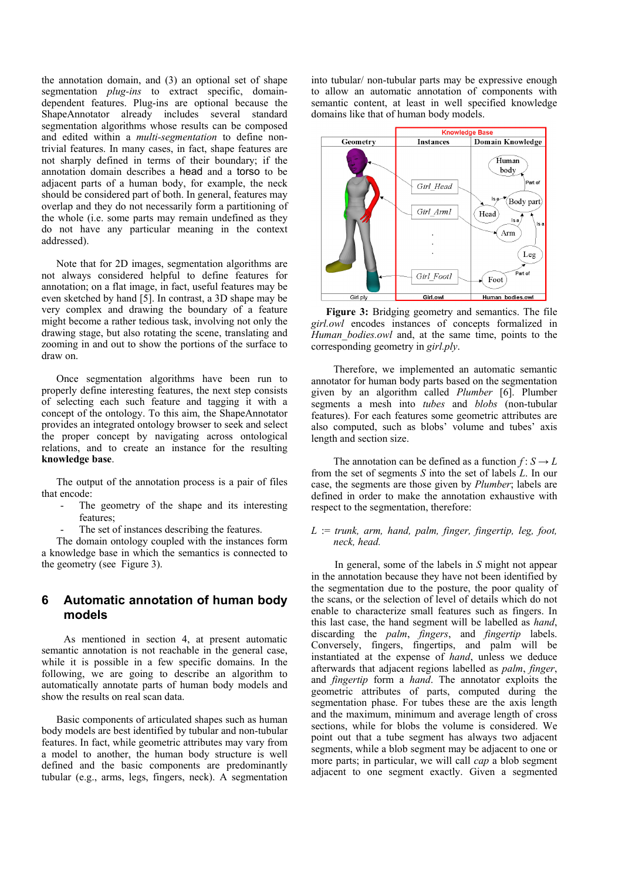the annotation domain, and (3) an optional set of shape segmentation *plug-ins* to extract specific, domain-dependent features. Plug-ins are optional because the ShapeAnnotator already includes several standard segmentation algorithms whose results can be composed and edited within a *multi-segmentation* to define non-trivial features. In many cases, in fact, shape features are not sharply defined in terms of their boundary; if the annotation domain describes a head and a torso to be adjacent parts of a human body, for example, the neck should be considered part of both. In general, features may overlap and they do not necessarily form a partitioning of the whole (i.e. some parts may remain undefined as they do not have any particular meaning in the context addressed).

Note that for 2D images, segmentation algorithms are not always considered helpful to define features for annotation; on a flat image, in fact, useful features may be even sketched by hand [5]. In contrast, a 3D shape may be very complex and drawing the boundary of a feature might become a rather tedious task, involving not only the drawing stage, but also rotating the scene, translating and zooming in and out to show the portions of the surface to draw on.

Once segmentation algorithms have been run to properly define interesting features, the next step consists of selecting each such feature and tagging it with a concept of the ontology. To this aim, the ShapeAnnotator provides an integrated ontology browser to seek and select the proper concept by navigating across ontological relations, and to create an instance for the resulting **knowledge base**.

The output of the annotation process is a pair of files that encode:

- The geometry of the shape and its interesting features;
- The set of instances describing the features.

The domain ontology coupled with the instances form a knowledge base in which the semantics is connected to the geometry (see Figure 3).

## 6 Automatic annotation of human body models

As mentioned in section 4, at present automatic semantic annotation is not reachable in the general case, while it is possible in a few specific domains. In the following, we are going to describe an algorithm to automatically annotate parts of human body models and show the results on real scan data.

Basic components of articulated shapes such as human body models are best identified by tubular and non-tubular features. In fact, while geometric attributes may vary from a model to another, the human body structure is well defined and the basic components are predominantly tubular (e.g., arms, legs, fingers, neck). A segmentation into tubular/ non-tubular parts may be expressive enough to allow an automatic annotation of components with semantic content, at least in well specified knowledge domains like that of human body models.

**Figure 3:** Bridging geometry and semantics. The file *girl.owl* encodes instances of concepts formalized in *Human_bodies.owl* and, at the same time, points to the corresponding geometry in *girl.ply*.

Therefore, we implemented an automatic semantic annotator for human body parts based on the segmentation given by an algorithm called *Plumber* [6]. Plumber segments a mesh into *tubes* and *blobs* (non-tubular features). For each features some geometric attributes are also computed, such as blobs' volume and tubes' axis length and section size.

The annotation can be defined as a function $f: S \rightarrow L$ from the set of segments $S$ into the set of labels $L$. In our case, the segments are those given by *Plumber*; labels are defined in order to make the annotation exhaustive with respect to the segmentation, therefore:

$L$ := *trunk, arm, hand, palm, finger, fingertip, leg, foot, neck, head.*

In general, some of the labels in $S$ might not appear in the annotation because they have not been identified by the segmentation due to the posture, the poor quality of the scans, or the selection of level of details which do not enable to characterize small features such as fingers. In this last case, the hand segment will be labelled as *hand*, discarding the *palm*, *fingers*, and *fingertip* labels. Conversely, fingers, fingertips, and palm will be instantiated at the expense of *hand*, unless we deduce afterwards that adjacent regions labelled as *palm*, *finger*, and *fingertip* form a *hand*. The annotator exploits the geometric attributes of parts, computed during the segmentation phase. For tubes these are the axis length and the maximum, minimum and average length of cross sections, while for blobs the volume is considered. We point out that a tube segment has always two adjacent segments, while a blob segment may be adjacent to one or more parts; in particular, we will call *cap* a blob segment adjacent to one segment exactly. Given a segmented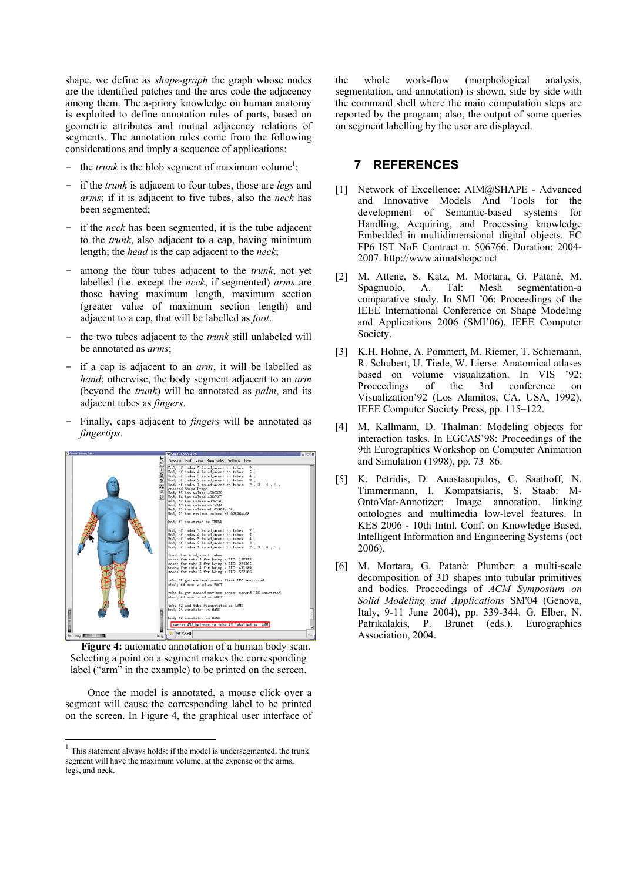shape, we define as *shape-graph* the graph whose nodes are the identified patches and the arcs code the adjacency among them. The a-priory knowledge on human anatomy is exploited to define annotation rules of parts, based on geometric attributes and mutual adjacency relations of segments. The annotation rules come from the following considerations and imply a sequence of applications:

- the *trunk* is the blob segment of maximum volume[1];
- if the *trunk* is adjacent to four tubes, those are *legs* and *arms*; if it is adjacent to five tubes, also the *neck* has been segmented;
- if the *neck* has been segmented, it is the tube adjacent to the *trunk*, also adjacent to a cap, having minimum length; the *head* is the cap adjacent to the *neck*;
- among the four tubes adjacent to the *trunk*, not yet labelled (i.e. except the *neck*, if segmented) *arms* are those having maximum length, maximum section (greater value of maximum section length) and adjacent to a cap, that will be labelled as *foot*.
- the two tubes adjacent to the *trunk* still unlabeled will be annotated as *arms*;
- if a cap is adjacent to an *arm*, it will be labelled as *hand*; otherwise, the body segment adjacent to an *arm* (beyond the *trunk*) will be annotated as *palm*, and its adjacent tubes as *fingers*.
- Finally, caps adjacent to *fingers* will be annotated as *fingertips*.

**Figure 4:** automatic annotation of a human body scan. Selecting a point on a segment makes the corresponding label ("arm" in the example) to be printed on the screen.

Once the model is annotated, a mouse click over a segment will cause the corresponding label to be printed on the screen. In Figure 4, the graphical user interface of the whole work-flow (morphological analysis, segmentation, and annotation) is shown, side by side with the command shell where the main computation steps are reported by the program; also, the output of some queries on segment labelling by the user are displayed.

[1] This statement always holds: if the model is undersegmented, the trunk segment will have the maximum volume, at the expense of the arms, legs, and neck.

## 7 REFERENCES

[1] Network of Excellence: AIM@SHAPE - Advanced and Innovative Models And Tools for the development of Semantic-based systems for Handling, Acquiring, and Processing knowledge Embedded in multidimensional digital objects. EC FP6 IST NoE Contract n. 506766. Duration: 2004-2007. http://www.aimatshape.net

[2] M. Attene, S. Katz, M. Mortara, G. Patané, M. Spagnuolo, A. Tal: Mesh segmentation-a comparative study. In SMI '06: Proceedings of the IEEE International Conference on Shape Modeling and Applications 2006 (SMI'06), IEEE Computer Society.

[3] K.H. Hohne, A. Pommert, M. Riemer, T. Schiemann, R. Schubert, U. Tiede, W. Lierse: Anatomical atlases based on volume visualization. In VIS '92: Proceedings of the 3rd conference on Visualization'92 (Los Alamitos, CA, USA, 1992), IEEE Computer Society Press, pp. 115–122.

[4] M. Kallmann, D. Thalman: Modeling objects for interaction tasks. In EGCAS'98: Proceedings of the 9th Eurographics Workshop on Computer Animation and Simulation (1998), pp. 73–86.

[5] K. Petridis, D. Anastasopulos, C. Saathoff, N. Timmermann, I. Kompatsiaris, S. Staab: M-OntoMat-Annotizer: Image annotation. linking ontologies and multimedia low-level features. In KES 2006 - 10th Intnl. Conf. on Knowledge Based, Intelligent Information and Engineering Systems (oct 2006).

[6] M. Mortara, G. Patanè: Plumber: a multi-scale decomposition of 3D shapes into tubular primitives and bodies. Proceedings of *ACM Symposium on Solid Modeling and Applications* SM'04 (Genova, Italy, 9-11 June 2004), pp. 339-344. G. Elber, N. Patrikalakis, P. Brunet (eds.). Eurographics Association, 2004.